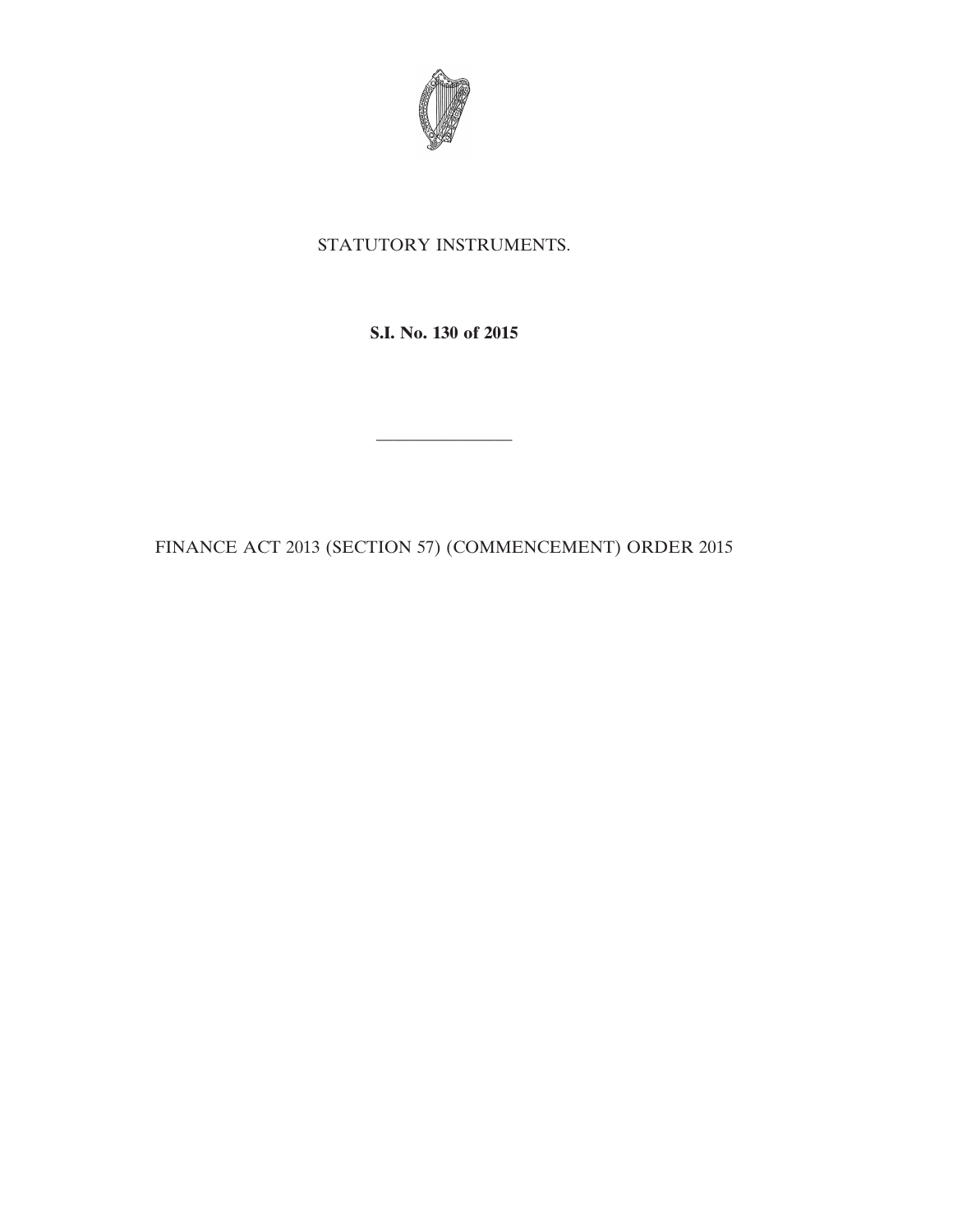STATUTORY INSTRUMENTS.

**S.I. No. 130 of 2015**

———————

FINANCE ACT 2013 (SECTION 57) (COMMENCEMENT) ORDER 2015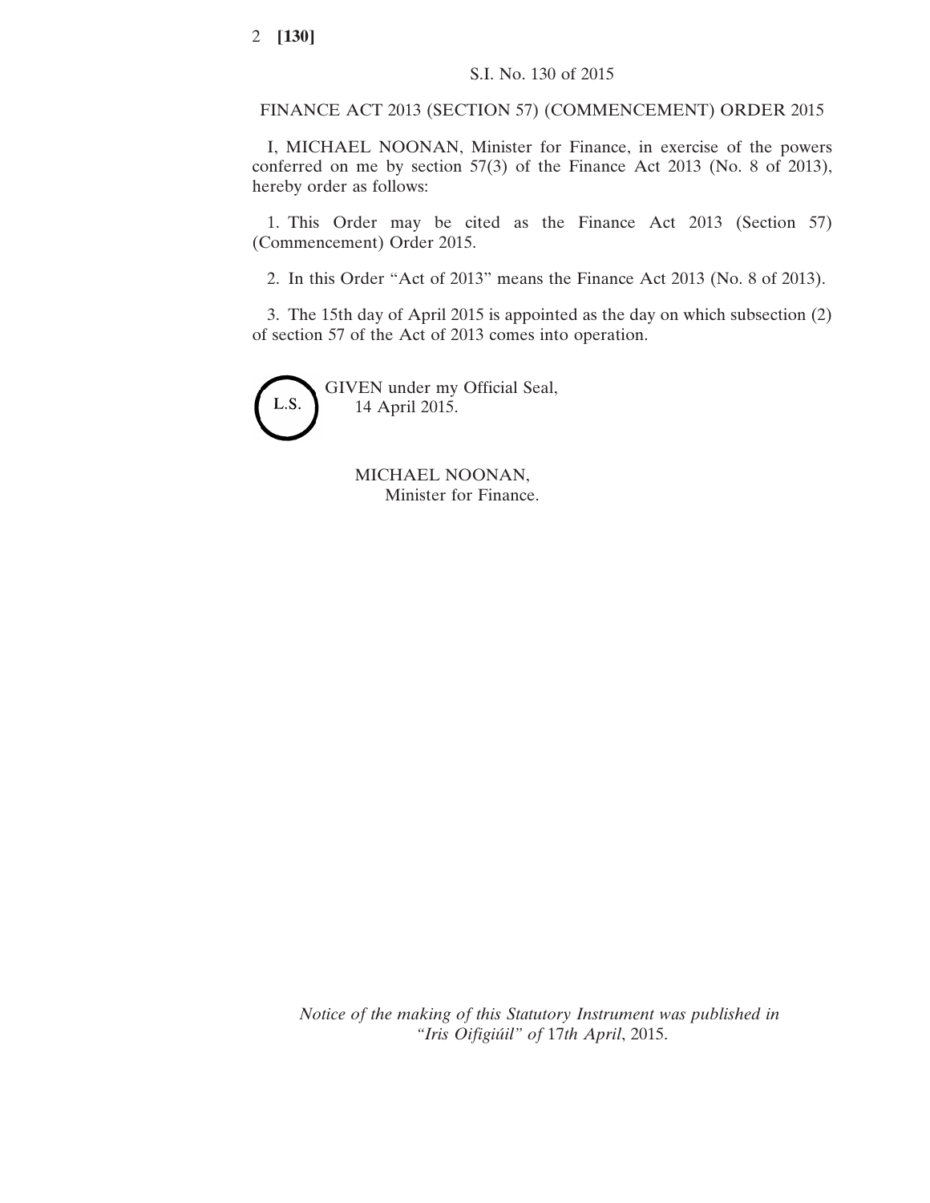S.I. No. 130 of 2015

# FINANCE ACT 2013 (SECTION 57) (COMMENCEMENT) ORDER 2015

I, MICHAEL NOONAN, Minister for Finance, in exercise of the powers conferred on me by section 57(3) of the Finance Act 2013 (No. 8 of 2013), hereby order as follows:

1. This Order may be cited as the Finance Act 2013 (Section 57) (Commencement) Order 2015.

2. In this Order "Act of 2013" means the Finance Act 2013 (No. 8 of 2013).

3. The 15th day of April 2015 is appointed as the day on which subsection (2) of section 57 of the Act of 2013 comes into operation.

L.S.

GIVEN under my Official Seal,
14 April 2015.

MICHAEL NOONAN,
Minister for Finance.

*Notice of the making of this Statutory Instrument was published in "Iris Oifigiúil" of* 17*th April*, 2015.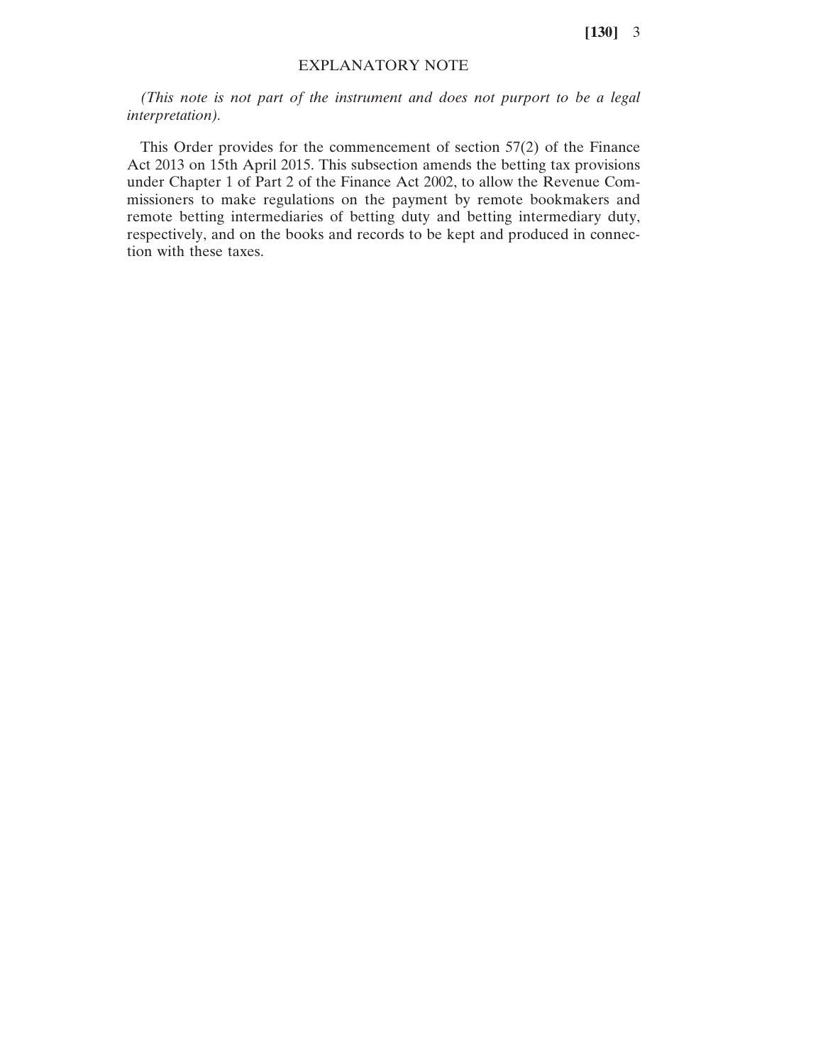## EXPLANATORY NOTE

*(This note is not part of the instrument and does not purport to be a legal interpretation).*

This Order provides for the commencement of section 57(2) of the Finance Act 2013 on 15th April 2015. This subsection amends the betting tax provisions under Chapter 1 of Part 2 of the Finance Act 2002, to allow the Revenue Commissioners to make regulations on the payment by remote bookmakers and remote betting intermediaries of betting duty and betting intermediary duty, respectively, and on the books and records to be kept and produced in connection with these taxes.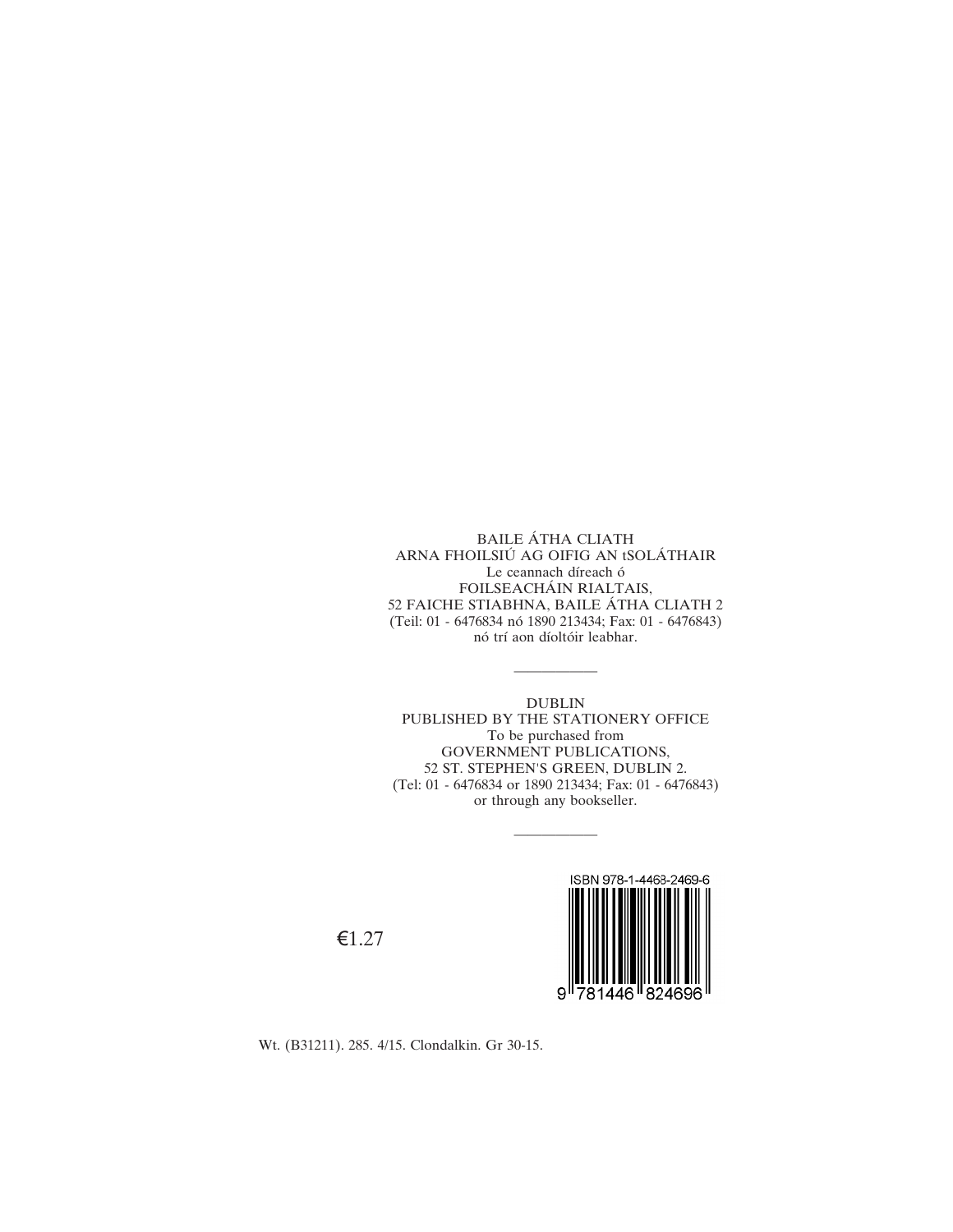BAILE ÁTHA CLIATH
ARNA FHOILSIÚ AG OIFIG AN tSOLÁTHAIR
Le ceannach díreach ó
FOILSEACHÁIN RIALTAIS,
52 FAICHE STIABHNA, BAILE ÁTHA CLIATH 2
(Teil: 01 - 6476834 nó 1890 213434; Fax: 01 - 6476843)
nó trí aon díoltóir leabhar.

---

DUBLIN
PUBLISHED BY THE STATIONERY OFFICE
To be purchased from
GOVERNMENT PUBLICATIONS,
52 ST. STEPHEN'S GREEN, DUBLIN 2.
(Tel: 01 - 6476834 or 1890 213434; Fax: 01 - 6476843)
or through any bookseller.

---

€1.27

ISBN 978-1-4468-2469-6

9 781446 824696

Wt. (B31211). 285. 4/15. Clondalkin. Gr 30-15.